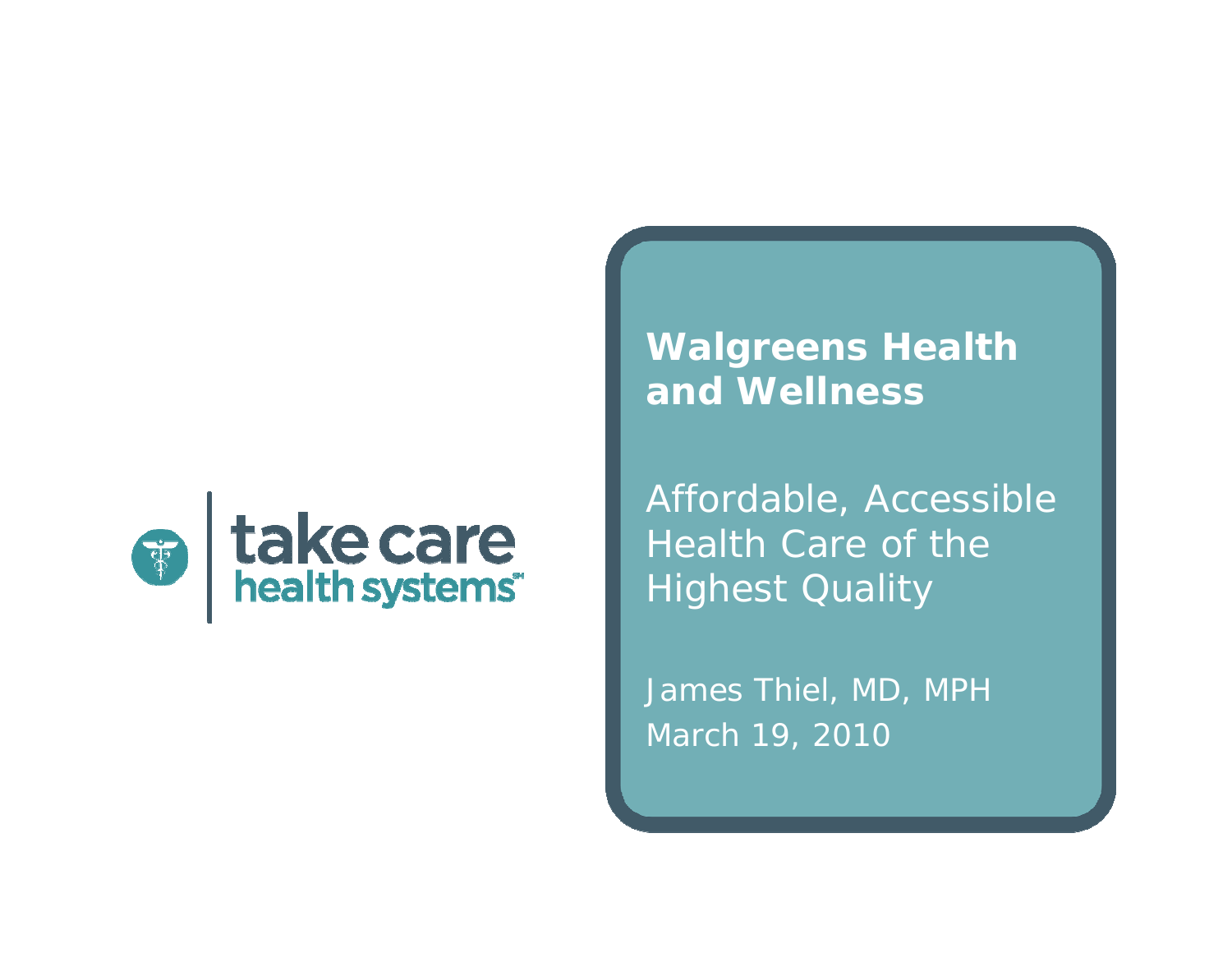take care
health systems℠

# Walgreens Health and Wellness

## Affordable, Accessible Health Care of the Highest Quality

James Thiel, MD, MPH
March 19, 2010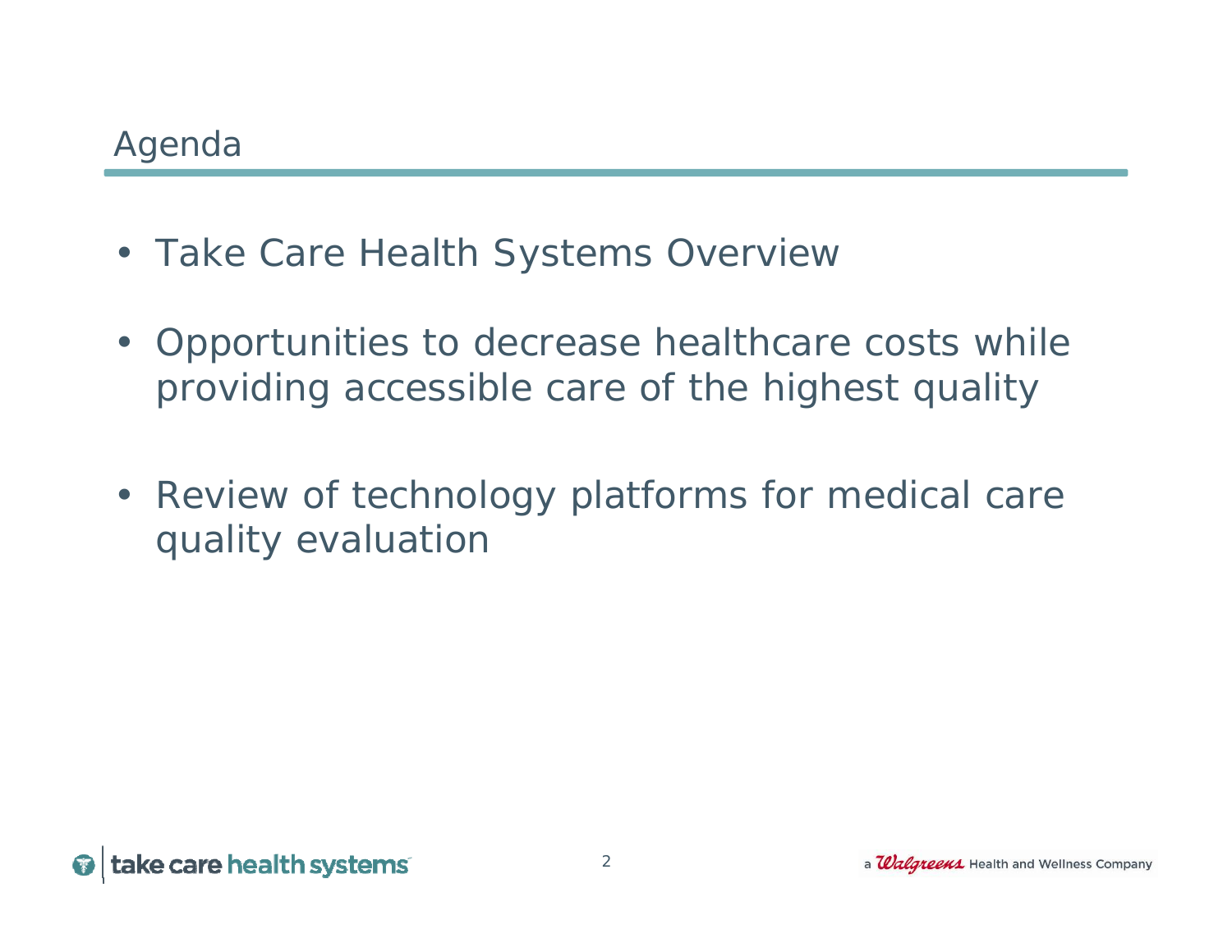# Agenda

- Take Care Health Systems Overview
- Opportunities to decrease healthcare costs while providing accessible care of the highest quality
- Review of technology platforms for medical care quality evaluation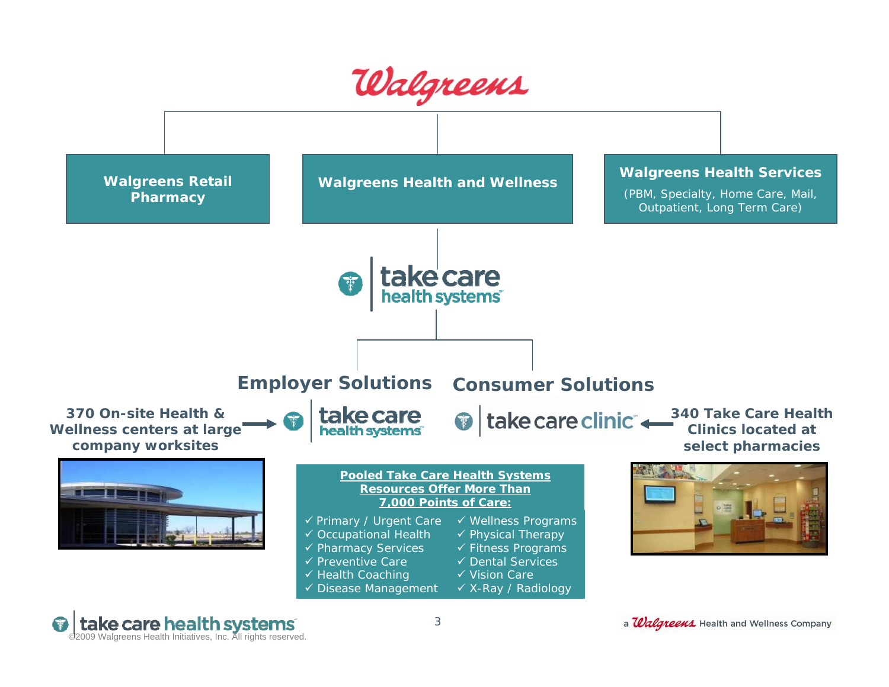# Walgreens

**Walgreens Retail Pharmacy**

**Walgreens Health and Wellness**

**Walgreens Health Services**
(PBM, Specialty, Home Care, Mail, Outpatient, Long Term Care)

take care health systems

## Employer Solutions

**370 On-site Health & Wellness centers at large company worksites** → take care health systems

## Consumer Solutions

take care clinic ← **340 Take Care Health Clinics located at select pharmacies**

**Pooled Take Care Health Systems Resources Offer More Than 7,000 Points of Care:**

- ✓ Primary / Urgent Care
- ✓ Occupational Health
- ✓ Pharmacy Services
- ✓ Preventive Care
- ✓ Health Coaching
- ✓ Disease Management
- ✓ Wellness Programs
- ✓ Physical Therapy
- ✓ Fitness Programs
- ✓ Dental Services
- ✓ Vision Care
- ✓ X-Ray / Radiology

©2009 Walgreens Health Initiatives, Inc. All rights reserved.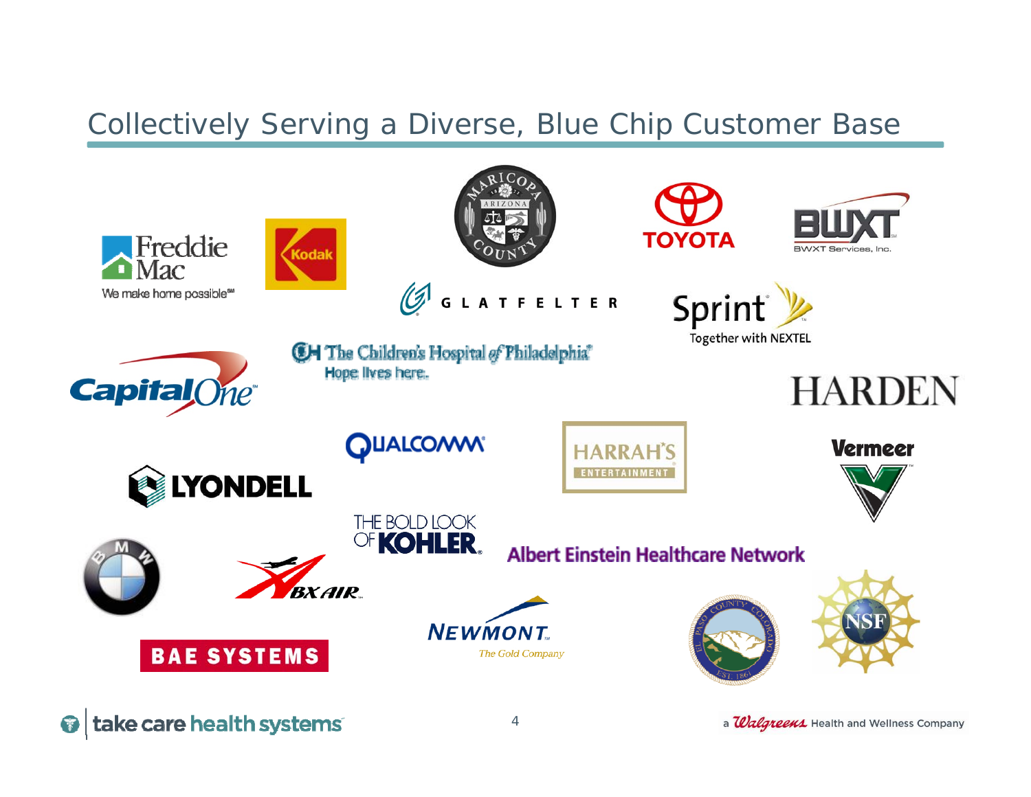## Collectively Serving a Diverse, Blue Chip Customer Base

Freddie Mac — We make home possible℠

Kodak

Maricopa County Arizona

Toyota

BWXT — BWXT Services, Inc.

Glatfelter

Sprint — Together with NEXTEL

Capital One

The Children's Hospital of Philadelphia — Hope lives here.

Harden

Qualcomm

Harrah's Entertainment

Vermeer

Lyondell

The Bold Look of Kohler

BMW

ABX Air

Albert Einstein Healthcare Network

Newmont — The Gold Company

BAE Systems

El Paso County Colorado

NSF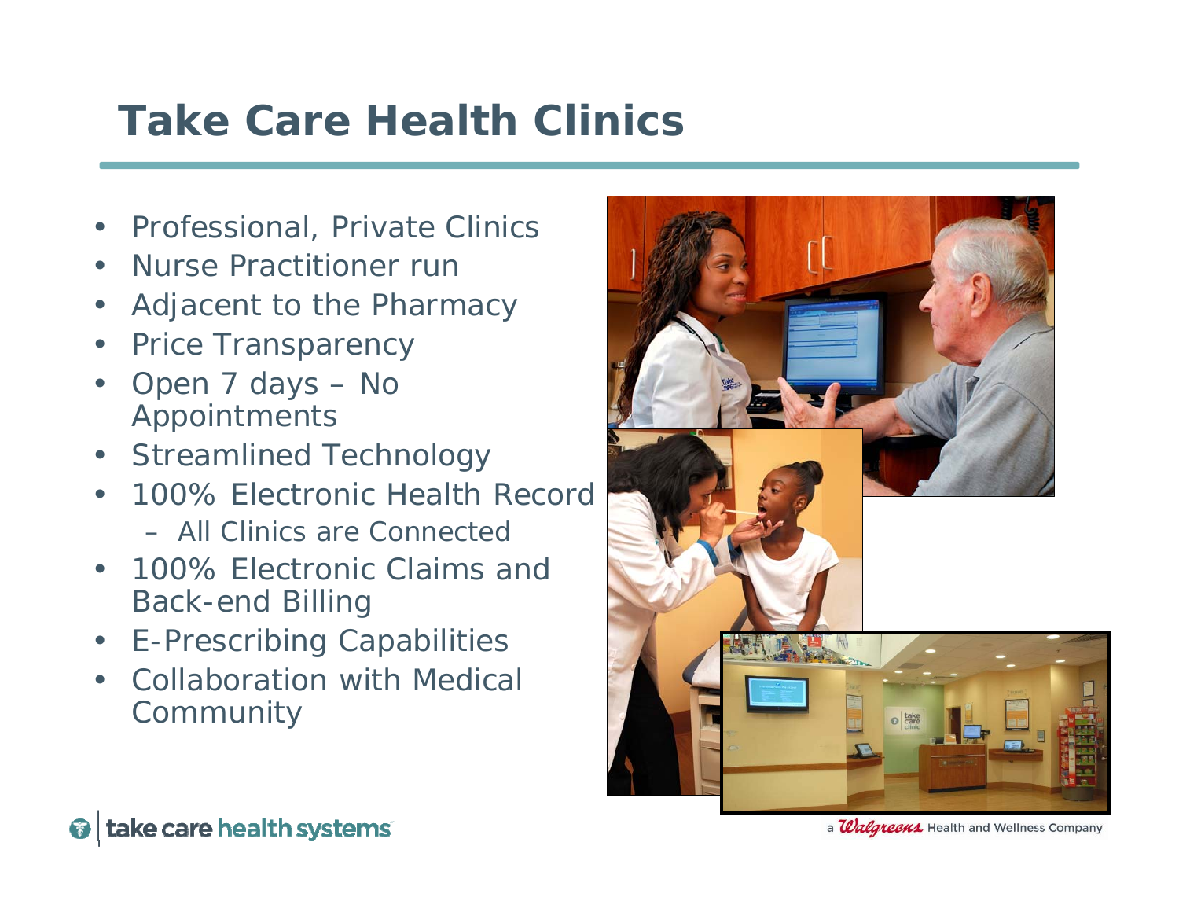# Take Care Health Clinics

- Professional, Private Clinics
- Nurse Practitioner run
- Adjacent to the Pharmacy
- Price Transparency
- Open 7 days – No Appointments
- Streamlined Technology
- 100% Electronic Health Record
  - All Clinics are Connected
- 100% Electronic Claims and Back-end Billing
- E-Prescribing Capabilities
- Collaboration with Medical Community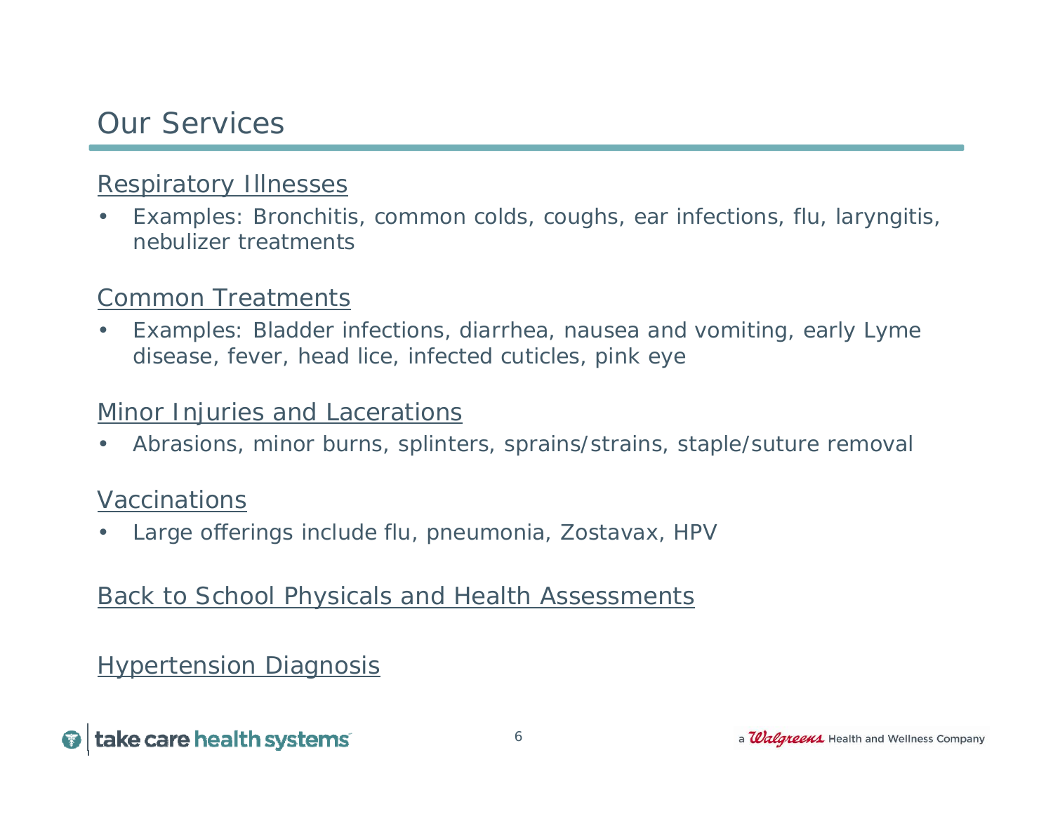# Our Services

## Respiratory Illnesses

- Examples: Bronchitis, common colds, coughs, ear infections, flu, laryngitis, nebulizer treatments

## Common Treatments

- Examples: Bladder infections, diarrhea, nausea and vomiting, early Lyme disease, fever, head lice, infected cuticles, pink eye

## Minor Injuries and Lacerations

- Abrasions, minor burns, splinters, sprains/strains, staple/suture removal

## Vaccinations

- Large offerings include flu, pneumonia, Zostavax, HPV

## Back to School Physicals and Health Assessments

## Hypertension Diagnosis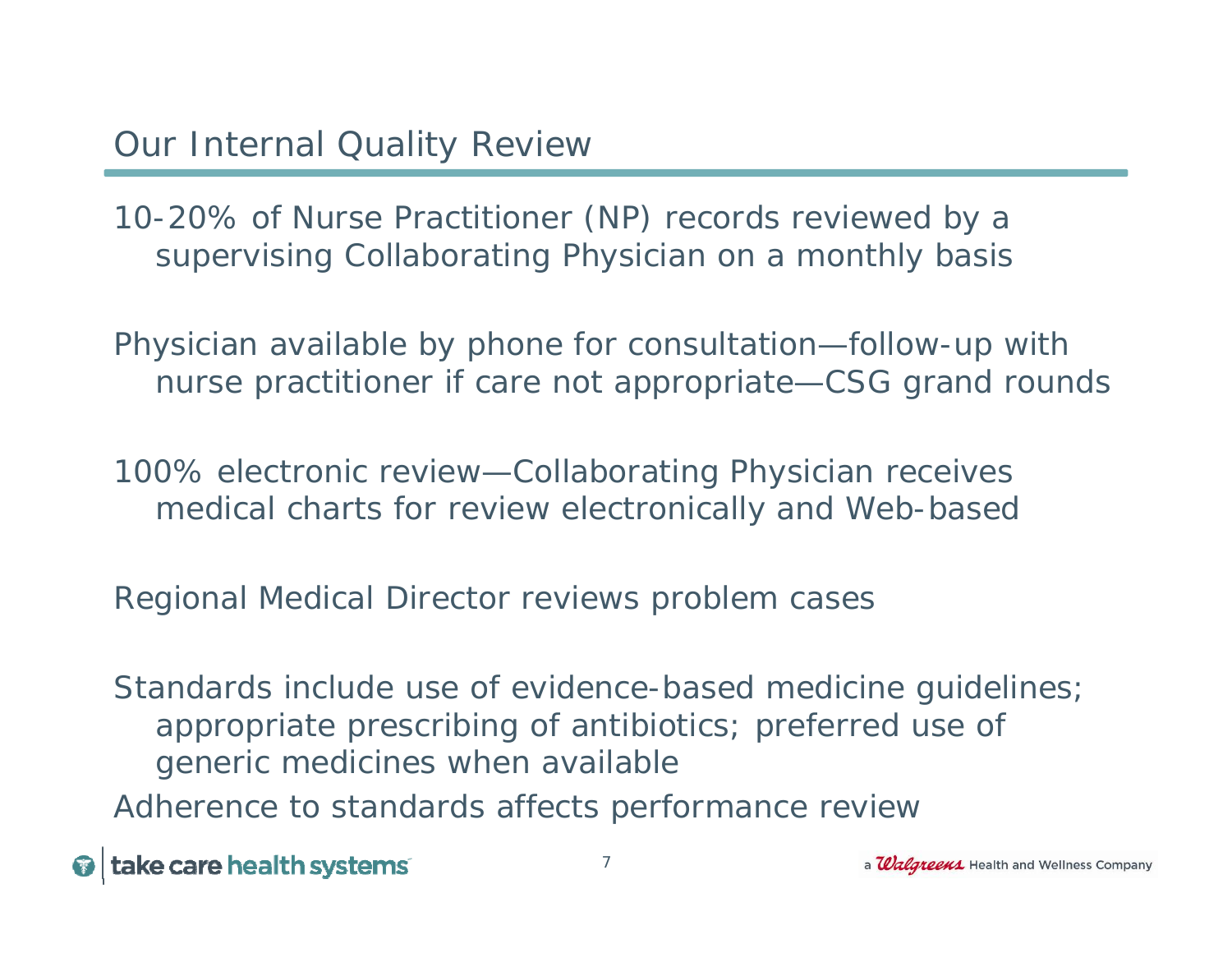# Our Internal Quality Review

10-20% of Nurse Practitioner (NP) records reviewed by a supervising Collaborating Physician on a monthly basis

Physician available by phone for consultation—follow-up with nurse practitioner if care not appropriate—CSG grand rounds

100% electronic review—Collaborating Physician receives medical charts for review electronically and Web-based

Regional Medical Director reviews problem cases

Standards include use of evidence-based medicine guidelines; appropriate prescribing of antibiotics; preferred use of generic medicines when available

Adherence to standards affects performance review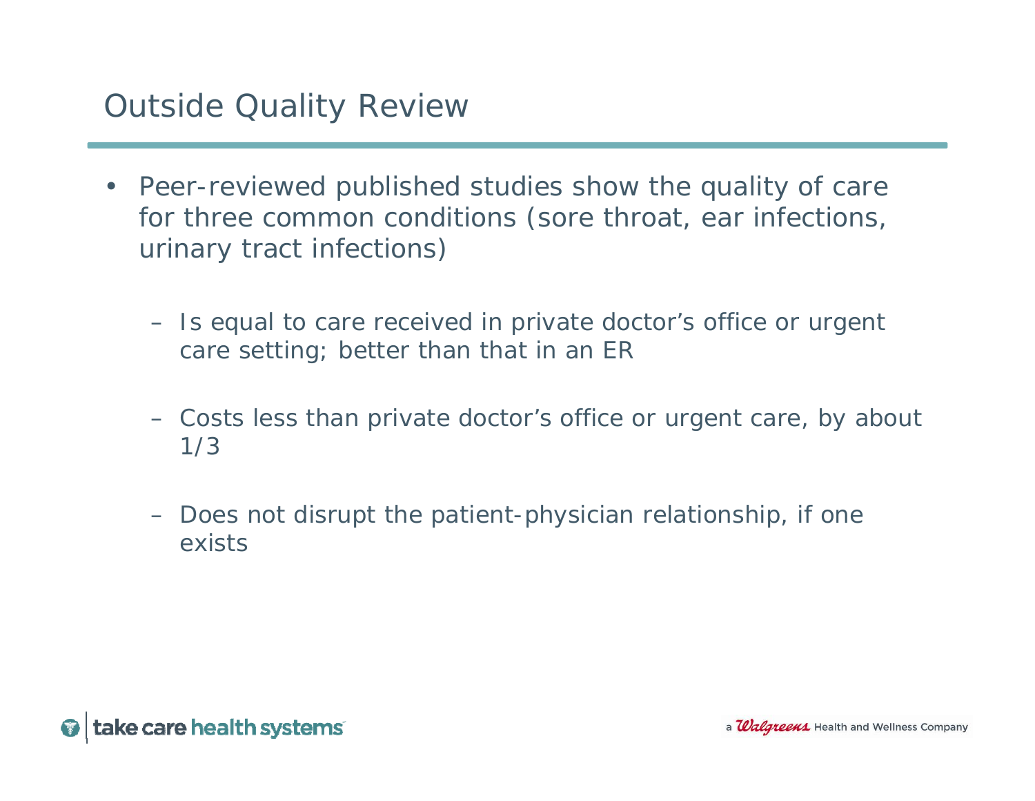# Outside Quality Review

- Peer-reviewed published studies show the quality of care for three common conditions (sore throat, ear infections, urinary tract infections)
  - Is equal to care received in private doctor's office or urgent care setting; better than that in an ER
  - Costs less than private doctor's office or urgent care, by about 1/3
  - Does not disrupt the patient-physician relationship, if one exists

take care health systems

a Walgreens Health and Wellness Company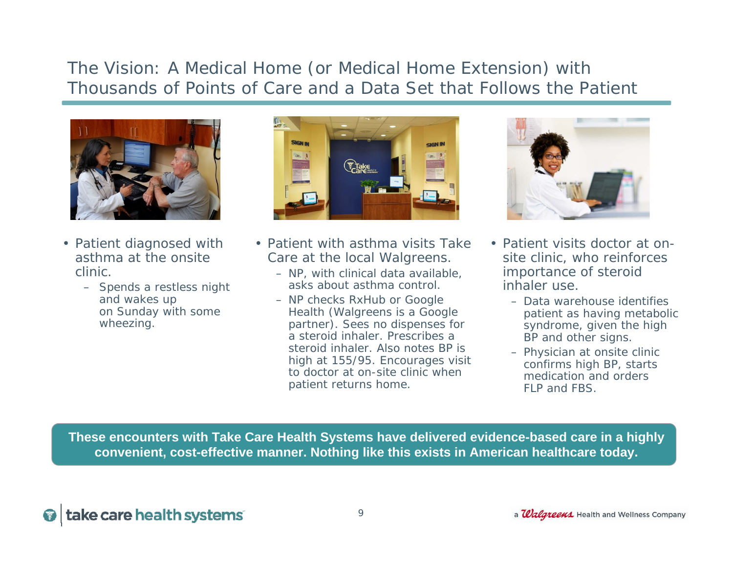# The Vision: A Medical Home (or Medical Home Extension) with Thousands of Points of Care and a Data Set that Follows the Patient

- Patient diagnosed with asthma at the onsite clinic.
  - Spends a restless night and wakes up on Sunday with some wheezing.

- Patient with asthma visits Take Care at the local Walgreens.
  - NP, with clinical data available, asks about asthma control.
  - NP checks RxHub or Google Health (Walgreens is a Google partner). Sees no dispenses for a steroid inhaler. Prescribes a steroid inhaler. Also notes BP is high at 155/95. Encourages visit to doctor at on-site clinic when patient returns home.

- Patient visits doctor at on-site clinic, who reinforces importance of steroid inhaler use.
  - Data warehouse identifies patient as having metabolic syndrome, given the high BP and other signs.
  - Physician at onsite clinic confirms high BP, starts medication and orders FLP and FBS.

**These encounters with Take Care Health Systems have delivered evidence-based care in a highly convenient, cost-effective manner. Nothing like this exists in American healthcare today.**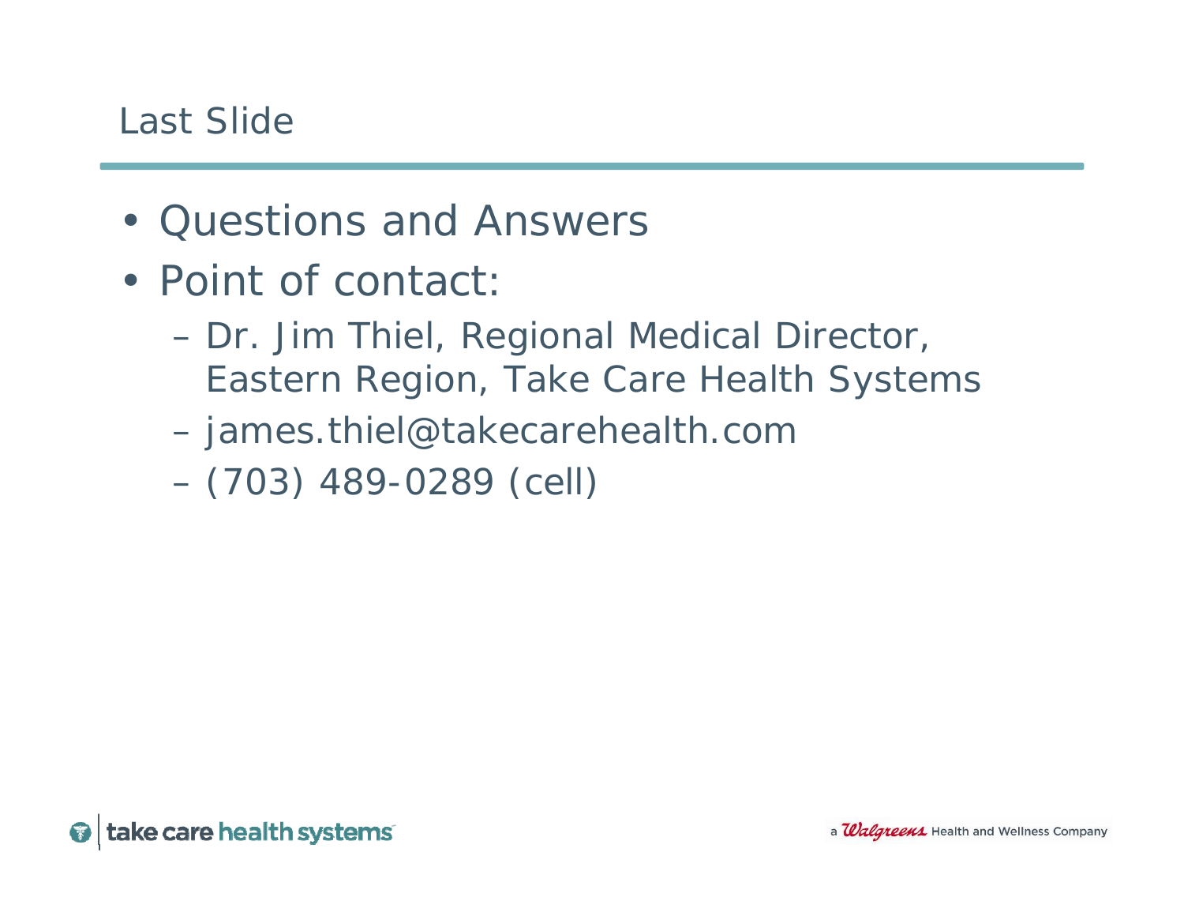## Last Slide

- Questions and Answers
- Point of contact:
  - Dr. Jim Thiel, Regional Medical Director, Eastern Region, Take Care Health Systems
  - james.thiel@takecarehealth.com
  - (703) 489-0289 (cell)